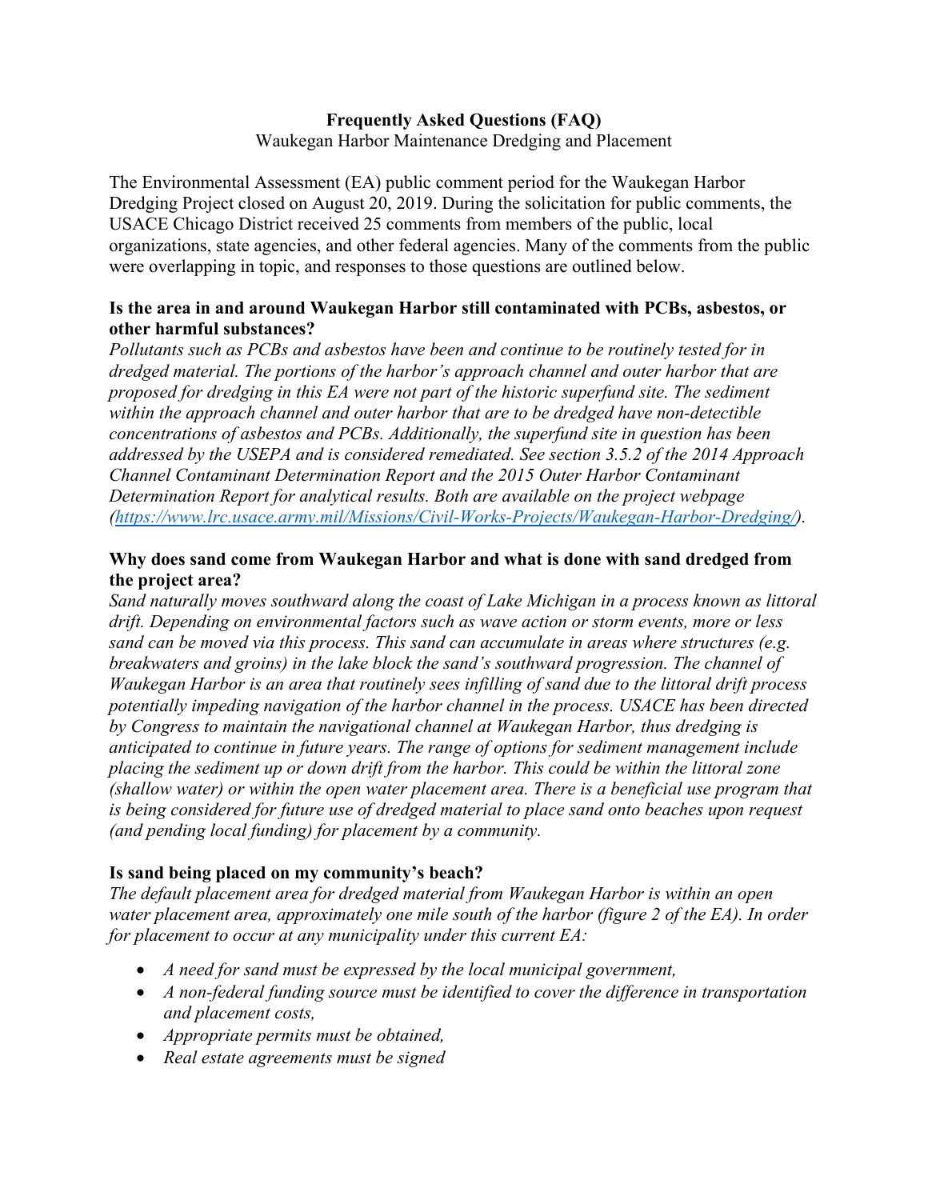# Frequently Asked Questions (FAQ)

Waukegan Harbor Maintenance Dredging and Placement

The Environmental Assessment (EA) public comment period for the Waukegan Harbor Dredging Project closed on August 20, 2019. During the solicitation for public comments, the USACE Chicago District received 25 comments from members of the public, local organizations, state agencies, and other federal agencies. Many of the comments from the public were overlapping in topic, and responses to those questions are outlined below.

### Is the area in and around Waukegan Harbor still contaminated with PCBs, asbestos, or other harmful substances?

*Pollutants such as PCBs and asbestos have been and continue to be routinely tested for in dredged material. The portions of the harbor's approach channel and outer harbor that are proposed for dredging in this EA were not part of the historic superfund site. The sediment within the approach channel and outer harbor that are to be dredged have non-detectible concentrations of asbestos and PCBs. Additionally, the superfund site in question has been addressed by the USEPA and is considered remediated. See section 3.5.2 of the 2014 Approach Channel Contaminant Determination Report and the 2015 Outer Harbor Contaminant Determination Report for analytical results. Both are available on the project webpage ([https://www.lrc.usace.army.mil/Missions/Civil-Works-Projects/Waukegan-Harbor-Dredging/](https://www.lrc.usace.army.mil/Missions/Civil-Works-Projects/Waukegan-Harbor-Dredging/)).*

### Why does sand come from Waukegan Harbor and what is done with sand dredged from the project area?

*Sand naturally moves southward along the coast of Lake Michigan in a process known as littoral drift. Depending on environmental factors such as wave action or storm events, more or less sand can be moved via this process. This sand can accumulate in areas where structures (e.g. breakwaters and groins) in the lake block the sand's southward progression. The channel of Waukegan Harbor is an area that routinely sees infilling of sand due to the littoral drift process potentially impeding navigation of the harbor channel in the process. USACE has been directed by Congress to maintain the navigational channel at Waukegan Harbor, thus dredging is anticipated to continue in future years. The range of options for sediment management include placing the sediment up or down drift from the harbor. This could be within the littoral zone (shallow water) or within the open water placement area. There is a beneficial use program that is being considered for future use of dredged material to place sand onto beaches upon request (and pending local funding) for placement by a community.*

### Is sand being placed on my community's beach?

*The default placement area for dredged material from Waukegan Harbor is within an open water placement area, approximately one mile south of the harbor (figure 2 of the EA). In order for placement to occur at any municipality under this current EA:*

- *A need for sand must be expressed by the local municipal government,*
- *A non-federal funding source must be identified to cover the difference in transportation and placement costs,*
- *Appropriate permits must be obtained,*
- *Real estate agreements must be signed*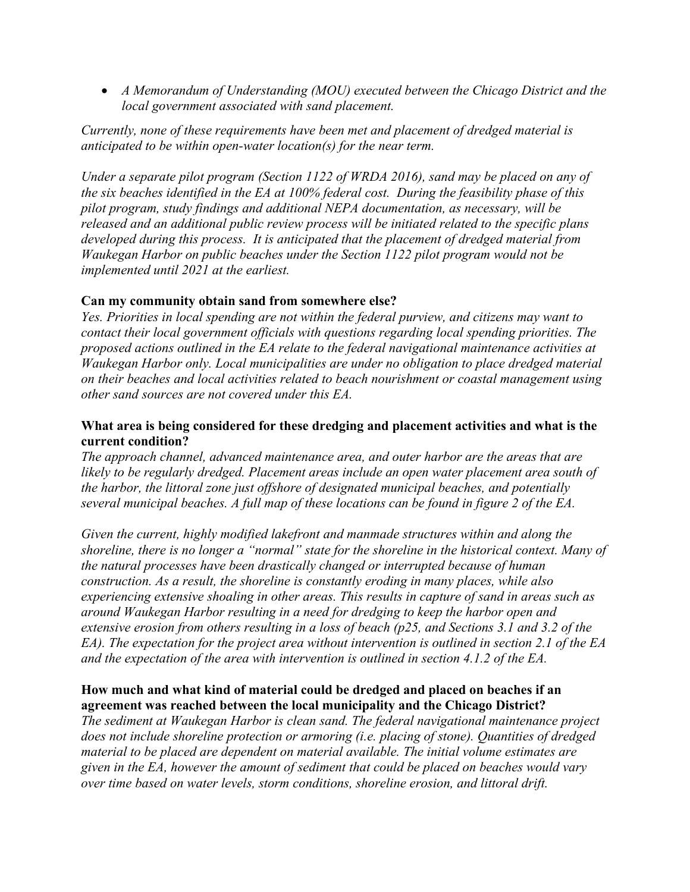- *A Memorandum of Understanding (MOU) executed between the Chicago District and the local government associated with sand placement.*

*Currently, none of these requirements have been met and placement of dredged material is anticipated to be within open-water location(s) for the near term.*

*Under a separate pilot program (Section 1122 of WRDA 2016), sand may be placed on any of the six beaches identified in the EA at 100% federal cost. During the feasibility phase of this pilot program, study findings and additional NEPA documentation, as necessary, will be released and an additional public review process will be initiated related to the specific plans developed during this process. It is anticipated that the placement of dredged material from Waukegan Harbor on public beaches under the Section 1122 pilot program would not be implemented until 2021 at the earliest.*

**Can my community obtain sand from somewhere else?**

*Yes. Priorities in local spending are not within the federal purview, and citizens may want to contact their local government officials with questions regarding local spending priorities. The proposed actions outlined in the EA relate to the federal navigational maintenance activities at Waukegan Harbor only. Local municipalities are under no obligation to place dredged material on their beaches and local activities related to beach nourishment or coastal management using other sand sources are not covered under this EA.*

**What area is being considered for these dredging and placement activities and what is the current condition?**

*The approach channel, advanced maintenance area, and outer harbor are the areas that are likely to be regularly dredged. Placement areas include an open water placement area south of the harbor, the littoral zone just offshore of designated municipal beaches, and potentially several municipal beaches. A full map of these locations can be found in figure 2 of the EA.*

*Given the current, highly modified lakefront and manmade structures within and along the shoreline, there is no longer a "normal" state for the shoreline in the historical context. Many of the natural processes have been drastically changed or interrupted because of human construction. As a result, the shoreline is constantly eroding in many places, while also experiencing extensive shoaling in other areas. This results in capture of sand in areas such as around Waukegan Harbor resulting in a need for dredging to keep the harbor open and extensive erosion from others resulting in a loss of beach (p25, and Sections 3.1 and 3.2 of the EA). The expectation for the project area without intervention is outlined in section 2.1 of the EA and the expectation of the area with intervention is outlined in section 4.1.2 of the EA.*

**How much and what kind of material could be dredged and placed on beaches if an agreement was reached between the local municipality and the Chicago District?**

*The sediment at Waukegan Harbor is clean sand. The federal navigational maintenance project does not include shoreline protection or armoring (i.e. placing of stone). Quantities of dredged material to be placed are dependent on material available. The initial volume estimates are given in the EA, however the amount of sediment that could be placed on beaches would vary over time based on water levels, storm conditions, shoreline erosion, and littoral drift.*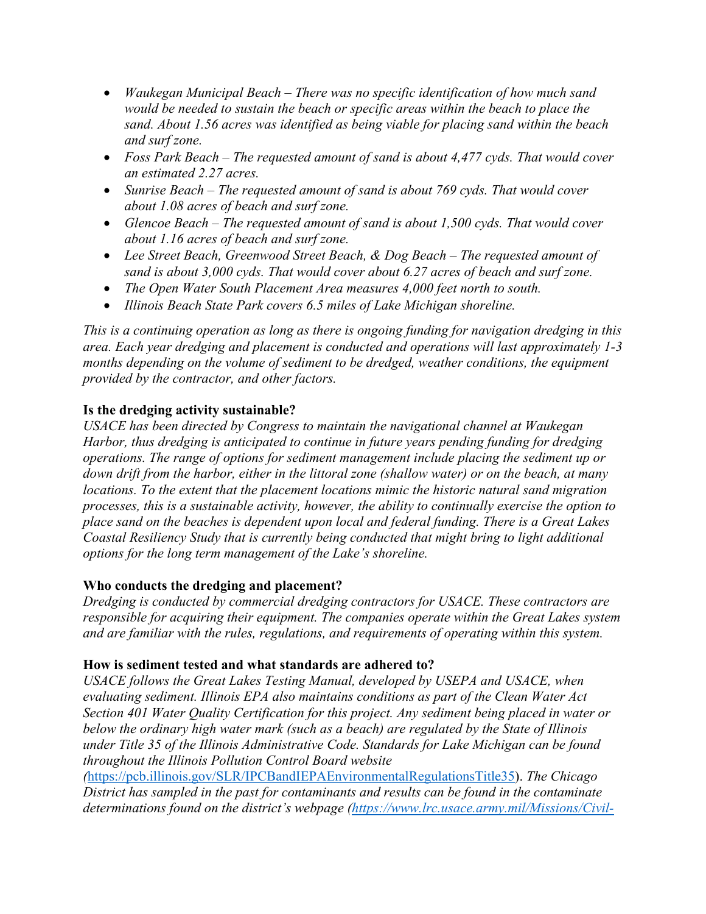- *Waukegan Municipal Beach – There was no specific identification of how much sand would be needed to sustain the beach or specific areas within the beach to place the sand. About 1.56 acres was identified as being viable for placing sand within the beach and surf zone.*
- *Foss Park Beach – The requested amount of sand is about 4,477 cyds. That would cover an estimated 2.27 acres.*
- *Sunrise Beach – The requested amount of sand is about 769 cyds. That would cover about 1.08 acres of beach and surf zone.*
- *Glencoe Beach – The requested amount of sand is about 1,500 cyds. That would cover about 1.16 acres of beach and surf zone.*
- *Lee Street Beach, Greenwood Street Beach, & Dog Beach – The requested amount of sand is about 3,000 cyds. That would cover about 6.27 acres of beach and surf zone.*
- *The Open Water South Placement Area measures 4,000 feet north to south.*
- *Illinois Beach State Park covers 6.5 miles of Lake Michigan shoreline.*

*This is a continuing operation as long as there is ongoing funding for navigation dredging in this area. Each year dredging and placement is conducted and operations will last approximately 1-3 months depending on the volume of sediment to be dredged, weather conditions, the equipment provided by the contractor, and other factors.*

**Is the dredging activity sustainable?**
*USACE has been directed by Congress to maintain the navigational channel at Waukegan Harbor, thus dredging is anticipated to continue in future years pending funding for dredging operations. The range of options for sediment management include placing the sediment up or down drift from the harbor, either in the littoral zone (shallow water) or on the beach, at many locations. To the extent that the placement locations mimic the historic natural sand migration processes, this is a sustainable activity, however, the ability to continually exercise the option to place sand on the beaches is dependent upon local and federal funding. There is a Great Lakes Coastal Resiliency Study that is currently being conducted that might bring to light additional options for the long term management of the Lake's shoreline.*

**Who conducts the dredging and placement?**
*Dredging is conducted by commercial dredging contractors for USACE. These contractors are responsible for acquiring their equipment. The companies operate within the Great Lakes system and are familiar with the rules, regulations, and requirements of operating within this system.*

**How is sediment tested and what standards are adhered to?**
*USACE follows the Great Lakes Testing Manual, developed by USEPA and USACE, when evaluating sediment. Illinois EPA also maintains conditions as part of the Clean Water Act Section 401 Water Quality Certification for this project. Any sediment being placed in water or below the ordinary high water mark (such as a beach) are regulated by the State of Illinois under Title 35 of the Illinois Administrative Code. Standards for Lake Michigan can be found throughout the Illinois Pollution Control Board website (*https://pcb.illinois.gov/SLR/IPCBandIEPAEnvironmentalRegulationsTitle35*). The Chicago District has sampled in the past for contaminants and results can be found in the contaminate determinations found on the district's webpage (https://www.lrc.usace.army.mil/Missions/Civil-*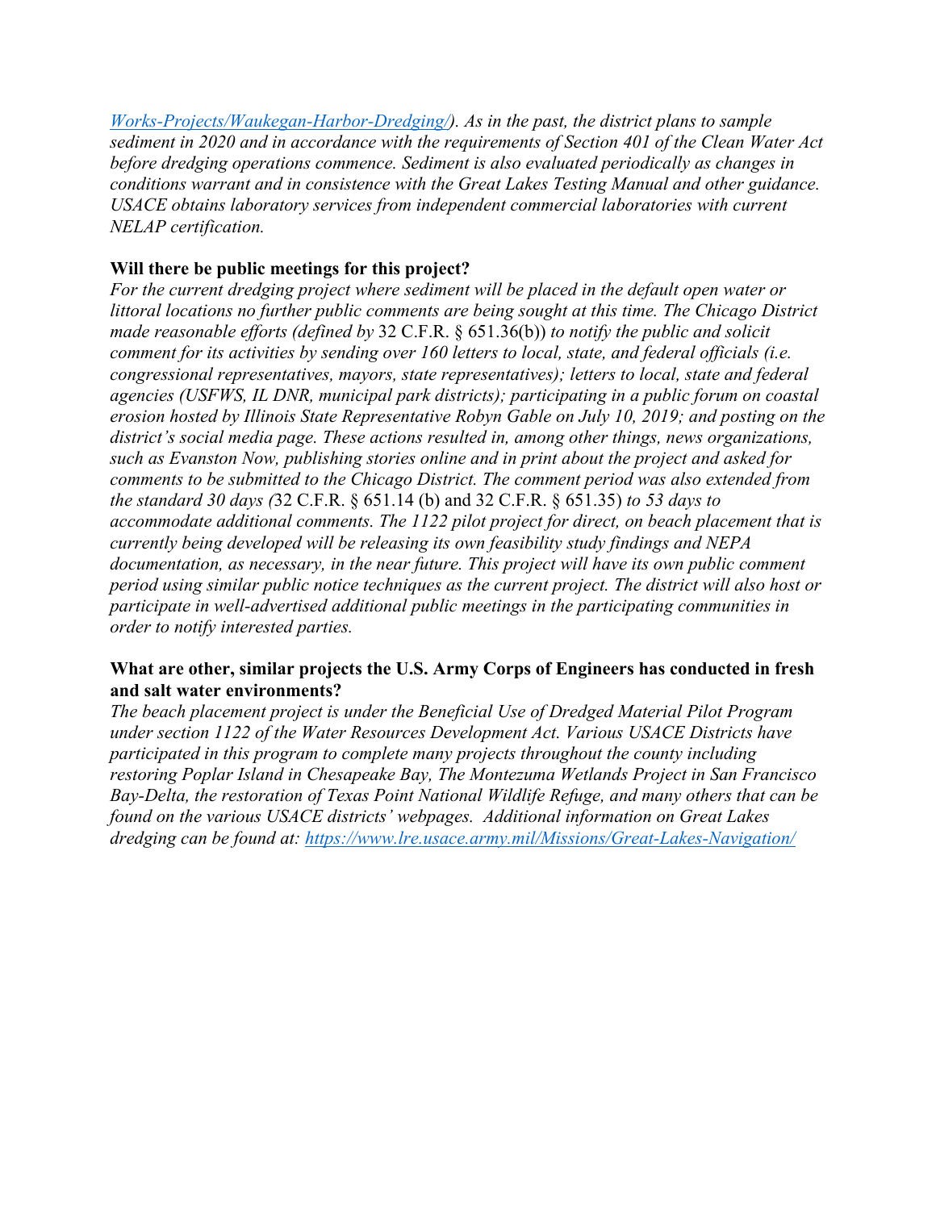*Works-Projects/Waukegan-Harbor-Dredging/). As in the past, the district plans to sample sediment in 2020 and in accordance with the requirements of Section 401 of the Clean Water Act before dredging operations commence. Sediment is also evaluated periodically as changes in conditions warrant and in consistence with the Great Lakes Testing Manual and other guidance. USACE obtains laboratory services from independent commercial laboratories with current NELAP certification.*

**Will there be public meetings for this project?**

*For the current dredging project where sediment will be placed in the default open water or littoral locations no further public comments are being sought at this time. The Chicago District made reasonable efforts (defined by* 32 C.F.R. § 651.36(b)) *to notify the public and solicit comment for its activities by sending over 160 letters to local, state, and federal officials (i.e. congressional representatives, mayors, state representatives); letters to local, state and federal agencies (USFWS, IL DNR, municipal park districts); participating in a public forum on coastal erosion hosted by Illinois State Representative Robyn Gable on July 10, 2019; and posting on the district's social media page. These actions resulted in, among other things, news organizations, such as Evanston Now, publishing stories online and in print about the project and asked for comments to be submitted to the Chicago District. The comment period was also extended from the standard 30 days (*32 C.F.R. § 651.14 (b) and 32 C.F.R. § 651.35) *to 53 days to accommodate additional comments. The 1122 pilot project for direct, on beach placement that is currently being developed will be releasing its own feasibility study findings and NEPA documentation, as necessary, in the near future. This project will have its own public comment period using similar public notice techniques as the current project. The district will also host or participate in well-advertised additional public meetings in the participating communities in order to notify interested parties.*

**What are other, similar projects the U.S. Army Corps of Engineers has conducted in fresh and salt water environments?**

*The beach placement project is under the Beneficial Use of Dredged Material Pilot Program under section 1122 of the Water Resources Development Act. Various USACE Districts have participated in this program to complete many projects throughout the county including restoring Poplar Island in Chesapeake Bay, The Montezuma Wetlands Project in San Francisco Bay-Delta, the restoration of Texas Point National Wildlife Refuge, and many others that can be found on the various USACE districts' webpages. Additional information on Great Lakes dredging can be found at: https://www.lre.usace.army.mil/Missions/Great-Lakes-Navigation/*